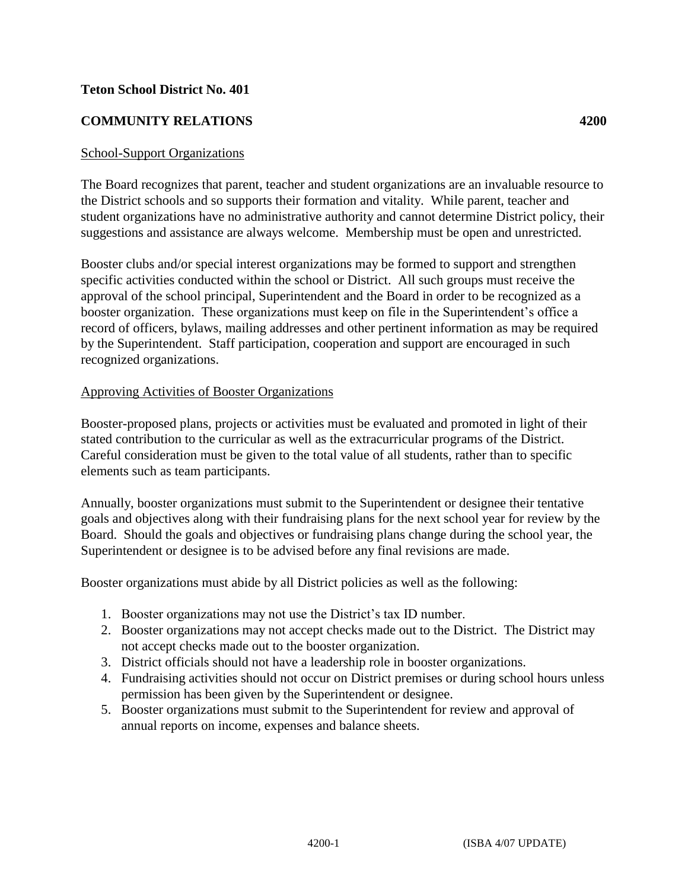**Teton School District No. 401**

**COMMUNITY RELATIONS** **4200**

School-Support Organizations

The Board recognizes that parent, teacher and student organizations are an invaluable resource to the District schools and so supports their formation and vitality. While parent, teacher and student organizations have no administrative authority and cannot determine District policy, their suggestions and assistance are always welcome. Membership must be open and unrestricted.

Booster clubs and/or special interest organizations may be formed to support and strengthen specific activities conducted within the school or District. All such groups must receive the approval of the school principal, Superintendent and the Board in order to be recognized as a booster organization. These organizations must keep on file in the Superintendent's office a record of officers, bylaws, mailing addresses and other pertinent information as may be required by the Superintendent. Staff participation, cooperation and support are encouraged in such recognized organizations.

Approving Activities of Booster Organizations

Booster-proposed plans, projects or activities must be evaluated and promoted in light of their stated contribution to the curricular as well as the extracurricular programs of the District. Careful consideration must be given to the total value of all students, rather than to specific elements such as team participants.

Annually, booster organizations must submit to the Superintendent or designee their tentative goals and objectives along with their fundraising plans for the next school year for review by the Board. Should the goals and objectives or fundraising plans change during the school year, the Superintendent or designee is to be advised before any final revisions are made.

Booster organizations must abide by all District policies as well as the following:

1. Booster organizations may not use the District's tax ID number.
2. Booster organizations may not accept checks made out to the District. The District may not accept checks made out to the booster organization.
3. District officials should not have a leadership role in booster organizations.
4. Fundraising activities should not occur on District premises or during school hours unless permission has been given by the Superintendent or designee.
5. Booster organizations must submit to the Superintendent for review and approval of annual reports on income, expenses and balance sheets.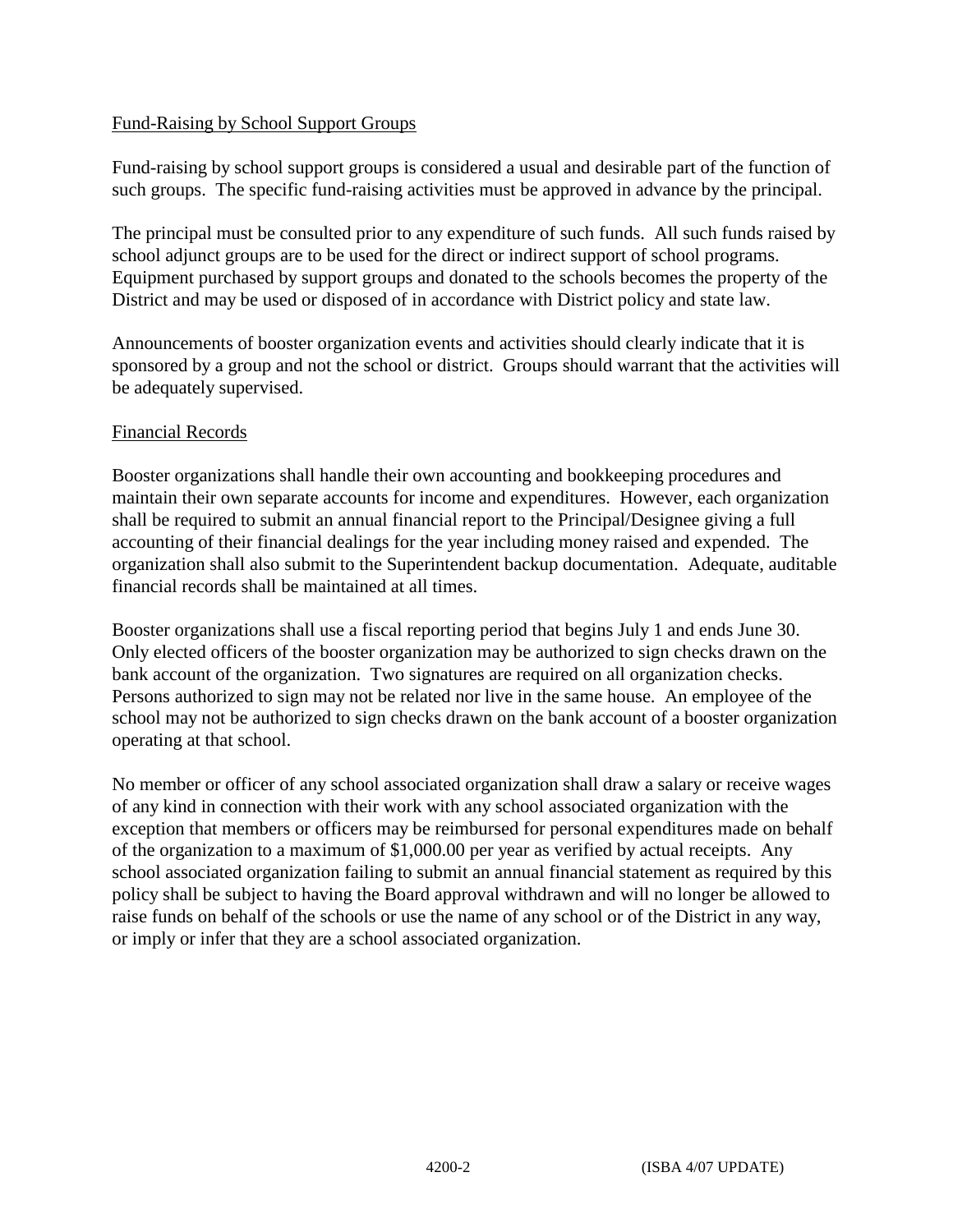Fund-Raising by School Support Groups

Fund-raising by school support groups is considered a usual and desirable part of the function of such groups. The specific fund-raising activities must be approved in advance by the principal.

The principal must be consulted prior to any expenditure of such funds. All such funds raised by school adjunct groups are to be used for the direct or indirect support of school programs. Equipment purchased by support groups and donated to the schools becomes the property of the District and may be used or disposed of in accordance with District policy and state law.

Announcements of booster organization events and activities should clearly indicate that it is sponsored by a group and not the school or district. Groups should warrant that the activities will be adequately supervised.

Financial Records

Booster organizations shall handle their own accounting and bookkeeping procedures and maintain their own separate accounts for income and expenditures. However, each organization shall be required to submit an annual financial report to the Principal/Designee giving a full accounting of their financial dealings for the year including money raised and expended. The organization shall also submit to the Superintendent backup documentation. Adequate, auditable financial records shall be maintained at all times.

Booster organizations shall use a fiscal reporting period that begins July 1 and ends June 30. Only elected officers of the booster organization may be authorized to sign checks drawn on the bank account of the organization. Two signatures are required on all organization checks. Persons authorized to sign may not be related nor live in the same house. An employee of the school may not be authorized to sign checks drawn on the bank account of a booster organization operating at that school.

No member or officer of any school associated organization shall draw a salary or receive wages of any kind in connection with their work with any school associated organization with the exception that members or officers may be reimbursed for personal expenditures made on behalf of the organization to a maximum of $1,000.00 per year as verified by actual receipts. Any school associated organization failing to submit an annual financial statement as required by this policy shall be subject to having the Board approval withdrawn and will no longer be allowed to raise funds on behalf of the schools or use the name of any school or of the District in any way, or imply or infer that they are a school associated organization.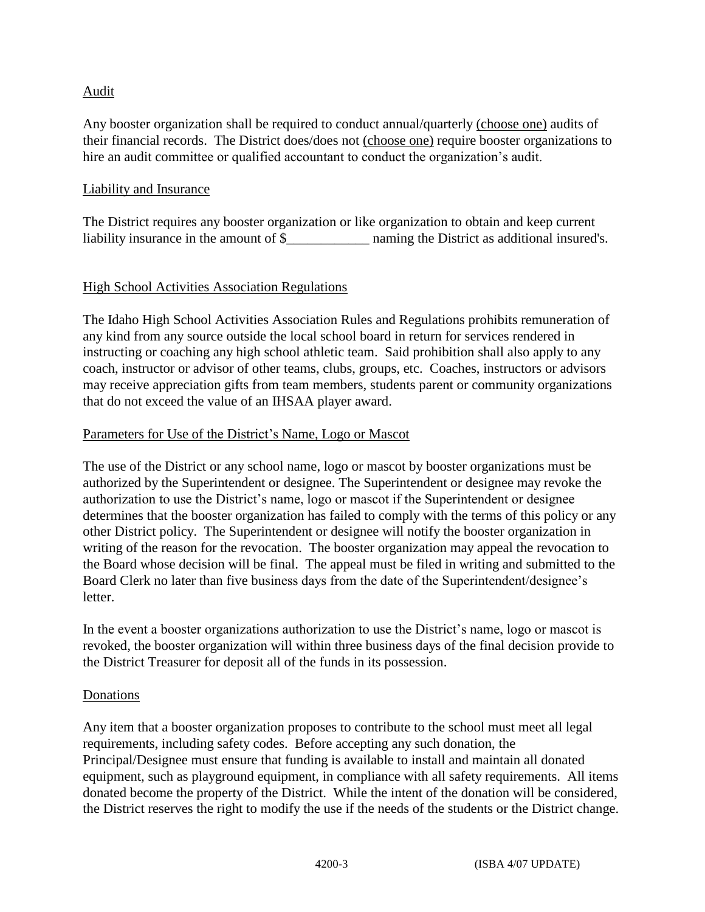<u>Audit</u>

Any booster organization shall be required to conduct annual/quarterly <u>(choose one)</u> audits of their financial records. The District does/does not <u>(choose one)</u> require booster organizations to hire an audit committee or qualified accountant to conduct the organization's audit.

<u>Liability and Insurance</u>

The District requires any booster organization or like organization to obtain and keep current liability insurance in the amount of $____________ naming the District as additional insured's.

<u>High School Activities Association Regulations</u>

The Idaho High School Activities Association Rules and Regulations prohibits remuneration of any kind from any source outside the local school board in return for services rendered in instructing or coaching any high school athletic team. Said prohibition shall also apply to any coach, instructor or advisor of other teams, clubs, groups, etc. Coaches, instructors or advisors may receive appreciation gifts from team members, students parent or community organizations that do not exceed the value of an IHSAA player award.

<u>Parameters for Use of the District's Name, Logo or Mascot</u>

The use of the District or any school name, logo or mascot by booster organizations must be authorized by the Superintendent or designee. The Superintendent or designee may revoke the authorization to use the District's name, logo or mascot if the Superintendent or designee determines that the booster organization has failed to comply with the terms of this policy or any other District policy. The Superintendent or designee will notify the booster organization in writing of the reason for the revocation. The booster organization may appeal the revocation to the Board whose decision will be final. The appeal must be filed in writing and submitted to the Board Clerk no later than five business days from the date of the Superintendent/designee's letter.

In the event a booster organizations authorization to use the District's name, logo or mascot is revoked, the booster organization will within three business days of the final decision provide to the District Treasurer for deposit all of the funds in its possession.

<u>Donations</u>

Any item that a booster organization proposes to contribute to the school must meet all legal requirements, including safety codes. Before accepting any such donation, the Principal/Designee must ensure that funding is available to install and maintain all donated equipment, such as playground equipment, in compliance with all safety requirements. All items donated become the property of the District. While the intent of the donation will be considered, the District reserves the right to modify the use if the needs of the students or the District change.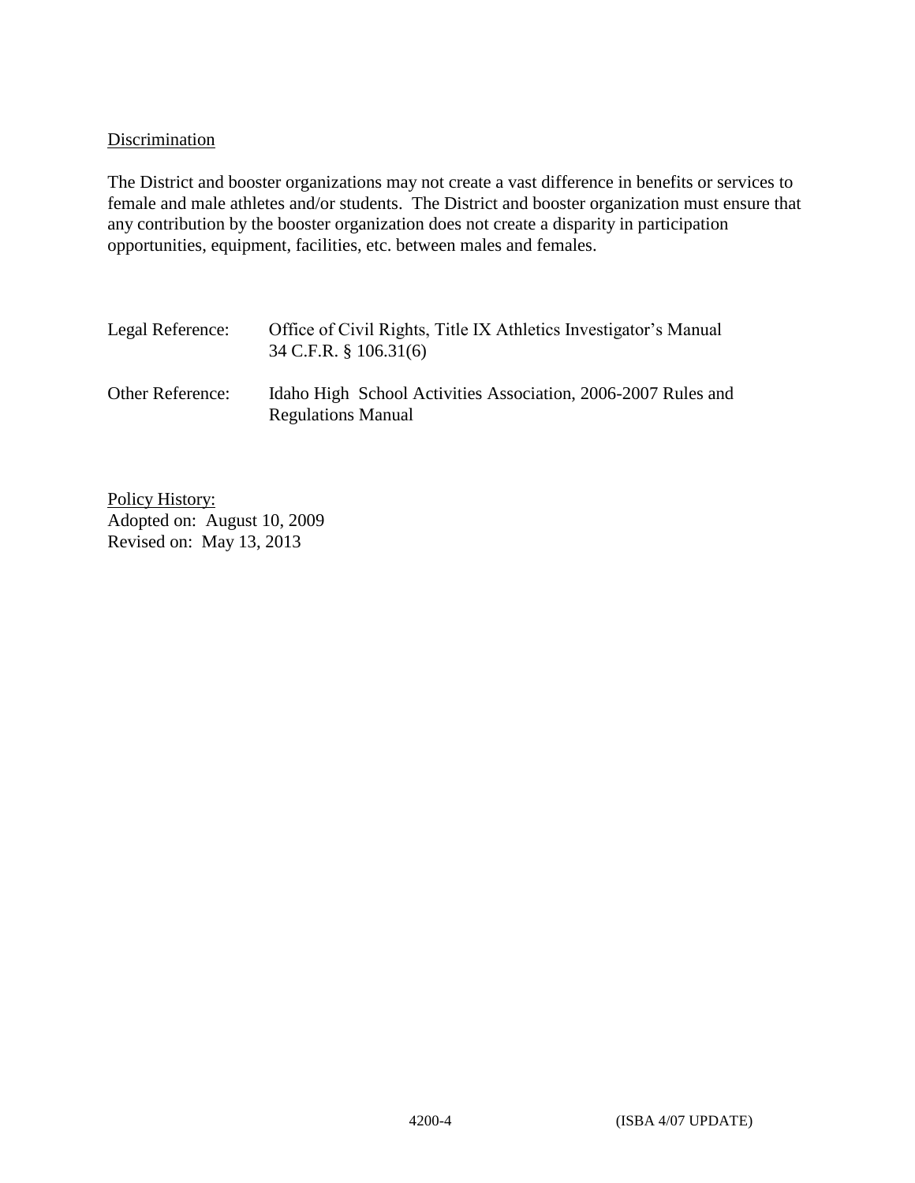<u>Discrimination</u>

The District and booster organizations may not create a vast difference in benefits or services to female and male athletes and/or students. The District and booster organization must ensure that any contribution by the booster organization does not create a disparity in participation opportunities, equipment, facilities, etc. between males and females.

| | |
|---|---|
| Legal Reference: | Office of Civil Rights, Title IX Athletics Investigator's Manual<br>34 C.F.R. § 106.31(6) |
| Other Reference: | Idaho High School Activities Association, 2006-2007 Rules and Regulations Manual |

<u>Policy History:</u>
Adopted on: August 10, 2009
Revised on: May 13, 2013